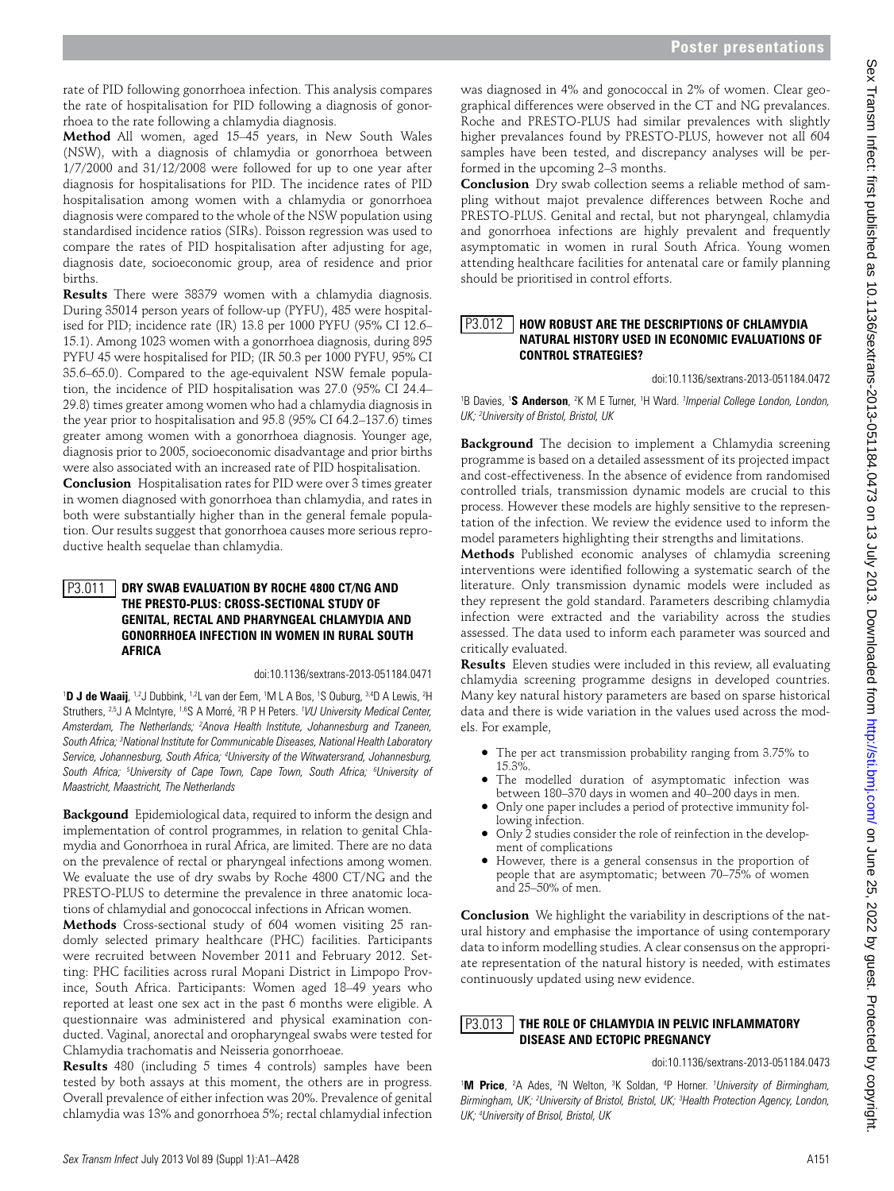rate of PID following gonorrhoea infection. This analysis compares the rate of hospitalisation for PID following a diagnosis of gonorrhoea to the rate following a chlamydia diagnosis.

**Method** All women, aged 15–45 years, in New South Wales (NSW), with a diagnosis of chlamydia or gonorrhoea between 1/7/2000 and 31/12/2008 were followed for up to one year after diagnosis for hospitalisations for PID. The incidence rates of PID hospitalisation among women with a chlamydia or gonorrhoea diagnosis were compared to the whole of the NSW population using standardised incidence ratios (SIRs). Poisson regression was used to compare the rates of PID hospitalisation after adjusting for age, diagnosis date, socioeconomic group, area of residence and prior births.

**Results** There were 38379 women with a chlamydia diagnosis. During 35014 person years of follow-up (PYFU), 485 were hospitalised for PID; incidence rate (IR) 13.8 per 1000 PYFU (95% CI 12.6–15.1). Among 1023 women with a gonorrhoea diagnosis, during 895 PYFU 45 were hospitalised for PID; (IR 50.3 per 1000 PYFU, 95% CI 35.6–65.0). Compared to the age-equivalent NSW female population, the incidence of PID hospitalisation was 27.0 (95% CI 24.4–29.8) times greater among women who had a chlamydia diagnosis in the year prior to hospitalisation and 95.8 (95% CI 64.2–137.6) times greater among women with a gonorrhoea diagnosis. Younger age, diagnosis prior to 2005, socioeconomic disadvantage and prior births were also associated with an increased rate of PID hospitalisation.

**Conclusion** Hospitalisation rates for PID were over 3 times greater in women diagnosed with gonorrhoea than chlamydia, and rates in both were substantially higher than in the general female population. Our results suggest that gonorrhoea causes more serious reproductive health sequelae than chlamydia.

## P3.011 DRY SWAB EVALUATION BY ROCHE 4800 CT/NG AND THE PRESTO-PLUS: CROSS-SECTIONAL STUDY OF GENITAL, RECTAL AND PHARYNGEAL CHLAMYDIA AND GONORRHOEA INFECTION IN WOMEN IN RURAL SOUTH AFRICA

doi:10.1136/sextrans-2013-051184.0471

[1]**D J de Waaij**, [1,2]J Dubbink, [1,2]L van der Eem, [1]M L A Bos, [1]S Ouburg, [3,4]D A Lewis, [2]H Struthers, [2,5]J A McIntyre, [1,6]S A Morré, [2]R P H Peters. [1]*VU University Medical Center, Amsterdam, The Netherlands;* [2]*Anova Health Institute, Johannesburg and Tzaneen, South Africa;* [3]*National Institute for Communicable Diseases, National Health Laboratory Service, Johannesburg, South Africa;* [4]*University of the Witwatersrand, Johannesburg, South Africa;* [5]*University of Cape Town, Cape Town, South Africa;* [6]*University of Maastricht, Maastricht, The Netherlands*

**Backgound** Epidemiological data, required to inform the design and implementation of control programmes, in relation to genital Chlamydia and Gonorrhoea in rural Africa, are limited. There are no data on the prevalence of rectal or pharyngeal infections among women. We evaluate the use of dry swabs by Roche 4800 CT/NG and the PRESTO-PLUS to determine the prevalence in three anatomic locations of chlamydial and gonococcal infections in African women.

**Methods** Cross-sectional study of 604 women visiting 25 randomly selected primary healthcare (PHC) facilities. Participants were recruited between November 2011 and February 2012. Setting: PHC facilities across rural Mopani District in Limpopo Province, South Africa. Participants: Women aged 18–49 years who reported at least one sex act in the past 6 months were eligible. A questionnaire was administered and physical examination conducted. Vaginal, anorectal and oropharyngeal swabs were tested for Chlamydia trachomatis and Neisseria gonorrhoeae.

**Results** 480 (including 5 times 4 controls) samples have been tested by both assays at this moment, the others are in progress. Overall prevalence of either infection was 20%. Prevalence of genital chlamydia was 13% and gonorrhoea 5%; rectal chlamydial infection was diagnosed in 4% and gonococcal in 2% of women. Clear geographical differences were observed in the CT and NG prevalances. Roche and PRESTO-PLUS had similar prevalences with slightly higher prevalences found by PRESTO-PLUS, however not all 604 samples have been tested, and discrepancy analyses will be performed in the upcoming 2–3 months.

**Conclusion** Dry swab collection seems a reliable method of sampling without majot prevalence differences between Roche and PRESTO-PLUS. Genital and rectal, but not pharyngeal, chlamydia and gonorrhoea infections are highly prevalent and frequently asymptomatic in women in rural South Africa. Young women attending healthcare facilities for antenatal care or family planning should be prioritised in control efforts.

## P3.012 HOW ROBUST ARE THE DESCRIPTIONS OF CHLAMYDIA NATURAL HISTORY USED IN ECONOMIC EVALUATIONS OF CONTROL STRATEGIES?

doi:10.1136/sextrans-2013-051184.0472

[1]B Davies, [1]**S Anderson**, [2]K M E Turner, [1]H Ward. [1]*Imperial College London, London, UK;* [2]*University of Bristol, Bristol, UK*

**Background** The decision to implement a Chlamydia screening programme is based on a detailed assessment of its projected impact and cost-effectiveness. In the absence of evidence from randomised controlled trials, transmission dynamic models are crucial to this process. However these models are highly sensitive to the representation of the infection. We review the evidence used to inform the model parameters highlighting their strengths and limitations.

**Methods** Published economic analyses of chlamydia screening interventions were identified following a systematic search of the literature. Only transmission dynamic models were included as they represent the gold standard. Parameters describing chlamydia infection were extracted and the variability across the studies assessed. The data used to inform each parameter was sourced and critically evaluated.

**Results** Eleven studies were included in this review, all evaluating chlamydia screening programme designs in developed countries. Many key natural history parameters are based on sparse historical data and there is wide variation in the values used across the models. For example,

- The per act transmission probability ranging from 3.75% to 15.3%.
- The modelled duration of asymptomatic infection was between 180–370 days in women and 40–200 days in men.
- Only one paper includes a period of protective immunity following infection.
- Only 2 studies consider the role of reinfection in the development of complications
- However, there is a general consensus in the proportion of people that are asymptomatic; between 70–75% of women and 25–50% of men.

**Conclusion** We highlight the variability in descriptions of the natural history and emphasise the importance of using contemporary data to inform modelling studies. A clear consensus on the appropriate representation of the natural history is needed, with estimates continuously updated using new evidence.

## P3.013 THE ROLE OF CHLAMYDIA IN PELVIC INFLAMMATORY DISEASE AND ECTOPIC PREGNANCY

doi:10.1136/sextrans-2013-051184.0473

[1]**M Price**, [2]A Ades, [2]N Welton, [3]K Soldan, [4]P Horner. [1]*University of Birmingham, Birmingham, UK;* [2]*University of Bristol, Bristol, UK;* [3]*Health Protection Agency, London, UK;* [4]*University of Brisol, Bristol, UK*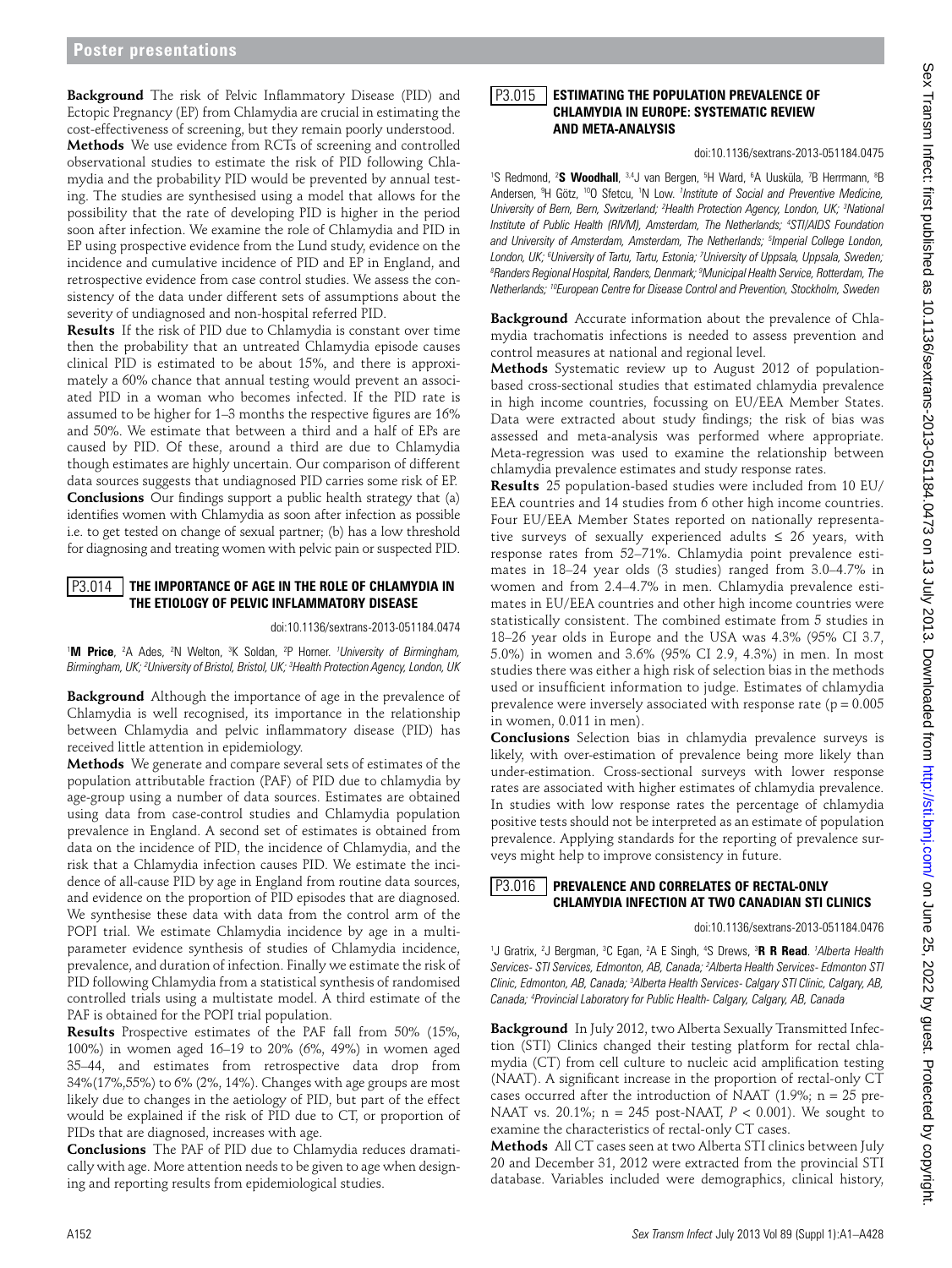**Background** The risk of Pelvic Inflammatory Disease (PID) and Ectopic Pregnancy (EP) from Chlamydia are crucial in estimating the cost-effectiveness of screening, but they remain poorly understood.

**Methods** We use evidence from RCTs of screening and controlled observational studies to estimate the risk of PID following Chlamydia and the probability PID would be prevented by annual testing. The studies are synthesised using a model that allows for the possibility that the rate of developing PID is higher in the period soon after infection. We examine the role of Chlamydia and PID in EP using prospective evidence from the Lund study, evidence on the incidence and cumulative incidence of PID and EP in England, and retrospective evidence from case control studies. We assess the consistency of the data under different sets of assumptions about the severity of undiagnosed and non-hospital referred PID.

**Results** If the risk of PID due to Chlamydia is constant over time then the probability that an untreated Chlamydia episode causes clinical PID is estimated to be about 15%, and there is approximately a 60% chance that annual testing would prevent an associated PID in a woman who becomes infected. If the PID rate is assumed to be higher for 1–3 months the respective figures are 16% and 50%. We estimate that between a third and a half of EPs are caused by PID. Of these, around a third are due to Chlamydia though estimates are highly uncertain. Our comparison of different data sources suggests that undiagnosed PID carries some risk of EP.

**Conclusions** Our findings support a public health strategy that (a) identifies women with Chlamydia as soon after infection as possible i.e. to get tested on change of sexual partner; (b) has a low threshold for diagnosing and treating women with pelvic pain or suspected PID.

## P3.014 THE IMPORTANCE OF AGE IN THE ROLE OF CHLAMYDIA IN THE ETIOLOGY OF PELVIC INFLAMMATORY DISEASE

doi:10.1136/sextrans-2013-051184.0474

[1]**M Price**, [2]A Ades, [2]N Welton, [3]K Soldan, [2]P Horner. [1]*University of Birmingham, Birmingham, UK;* [2]*University of Bristol, Bristol, UK;* [3]*Health Protection Agency, London, UK*

**Background** Although the importance of age in the prevalence of Chlamydia is well recognised, its importance in the relationship between Chlamydia and pelvic inflammatory disease (PID) has received little attention in epidemiology.

**Methods** We generate and compare several sets of estimates of the population attributable fraction (PAF) of PID due to chlamydia by age-group using a number of data sources. Estimates are obtained using data from case-control studies and Chlamydia population prevalence in England. A second set of estimates is obtained from data on the incidence of PID, the incidence of Chlamydia, and the risk that a Chlamydia infection causes PID. We estimate the incidence of all-cause PID by age in England from routine data sources, and evidence on the proportion of PID episodes that are diagnosed. We synthesise these data with data from the control arm of the POPI trial. We estimate Chlamydia incidence by age in a multi-parameter evidence synthesis of studies of Chlamydia incidence, prevalence, and duration of infection. Finally we estimate the risk of PID following Chlamydia from a statistical synthesis of randomised controlled trials using a multistate model. A third estimate of the PAF is obtained for the POPI trial population.

**Results** Prospective estimates of the PAF fall from 50% (15%, 100%) in women aged 16–19 to 20% (6%, 49%) in women aged 35–44, and estimates from retrospective data drop from 34%(17%,55%) to 6% (2%, 14%). Changes with age groups are most likely due to changes in the aetiology of PID, but part of the effect would be explained if the risk of PID due to CT, or proportion of PIDs that are diagnosed, increases with age.

**Conclusions** The PAF of PID due to Chlamydia reduces dramatically with age. More attention needs to be given to age when designing and reporting results from epidemiological studies.

## P3.015 ESTIMATING THE POPULATION PREVALENCE OF CHLAMYDIA IN EUROPE: SYSTEMATIC REVIEW AND META-ANALYSIS

doi:10.1136/sextrans-2013-051184.0475

[1]S Redmond, [2]**S Woodhall**, [3,4]J van Bergen, [5]H Ward, [6]A Uusküla, [7]B Herrmann, [8]B Andersen, [9]H Götz, [10]O Sfetcu, [1]N Low. [1]*Institute of Social and Preventive Medicine, University of Bern, Bern, Switzerland;* [2]*Health Protection Agency, London, UK;* [3]*National Institute of Public Health (RIVM), Amsterdam, The Netherlands;* [4]*STI/AIDS Foundation and University of Amsterdam, Amsterdam, The Netherlands;* [5]*Imperial College London, London, UK;* [6]*University of Tartu, Tartu, Estonia;* [7]*University of Uppsala, Uppsala, Sweden;* [8]*Randers Regional Hospital, Randers, Denmark;* [9]*Municipal Health Service, Rotterdam, The Netherlands;* [10]*European Centre for Disease Control and Prevention, Stockholm, Sweden*

**Background** Accurate information about the prevalence of Chlamydia trachomatis infections is needed to assess prevention and control measures at national and regional level.

**Methods** Systematic review up to August 2012 of population-based cross-sectional studies that estimated chlamydia prevalence in high income countries, focussing on EU/EEA Member States. Data were extracted about study findings; the risk of bias was assessed and meta-analysis was performed where appropriate. Meta-regression was used to examine the relationship between chlamydia prevalence estimates and study response rates.

**Results** 25 population-based studies were included from 10 EU/EEA countries and 14 studies from 6 other high income countries. Four EU/EEA Member States reported on nationally representative surveys of sexually experienced adults ≤ 26 years, with response rates from 52–71%. Chlamydia point prevalence estimates in 18–24 year olds (3 studies) ranged from 3.0–4.7% in women and from 2.4–4.7% in men. Chlamydia prevalence estimates in EU/EEA countries and other high income countries were statistically consistent. The combined estimate from 5 studies in 18–26 year olds in Europe and the USA was 4.3% (95% CI 3.7, 5.0%) in women and 3.6% (95% CI 2.9, 4.3%) in men. In most studies there was either a high risk of selection bias in the methods used or insufficient information to judge. Estimates of chlamydia prevalence were inversely associated with response rate ($p = 0.005$ in women, 0.011 in men).

**Conclusions** Selection bias in chlamydia prevalence surveys is likely, with over-estimation of prevalence being more likely than under-estimation. Cross-sectional surveys with lower response rates are associated with higher estimates of chlamydia prevalence. In studies with low response rates the percentage of chlamydia positive tests should not be interpreted as an estimate of population prevalence. Applying standards for the reporting of prevalence surveys might help to improve consistency in future.

## P3.016 PREVALENCE AND CORRELATES OF RECTAL-ONLY CHLAMYDIA INFECTION AT TWO CANADIAN STI CLINICS

doi:10.1136/sextrans-2013-051184.0476

[1]J Gratrix, [2]J Bergman, [3]C Egan, [2]A E Singh, [4]S Drews, [3]**R R Read**. [1]*Alberta Health Services- STI Services, Edmonton, AB, Canada;* [2]*Alberta Health Services- Edmonton STI Clinic, Edmonton, AB, Canada;* [3]*Alberta Health Services- Calgary STI Clinic, Calgary, AB, Canada;* [4]*Provincial Laboratory for Public Health- Calgary, Calgary, AB, Canada*

**Background** In July 2012, two Alberta Sexually Transmitted Infection (STI) Clinics changed their testing platform for rectal chlamydia (CT) from cell culture to nucleic acid amplification testing (NAAT). A significant increase in the proportion of rectal-only CT cases occurred after the introduction of NAAT (1.9%; $n = 25$ pre-NAAT vs. 20.1%; $n = 245$ post-NAAT, $P < 0.001$). We sought to examine the characteristics of rectal-only CT cases.

**Methods** All CT cases seen at two Alberta STI clinics between July 20 and December 31, 2012 were extracted from the provincial STI database. Variables included were demographics, clinical history,